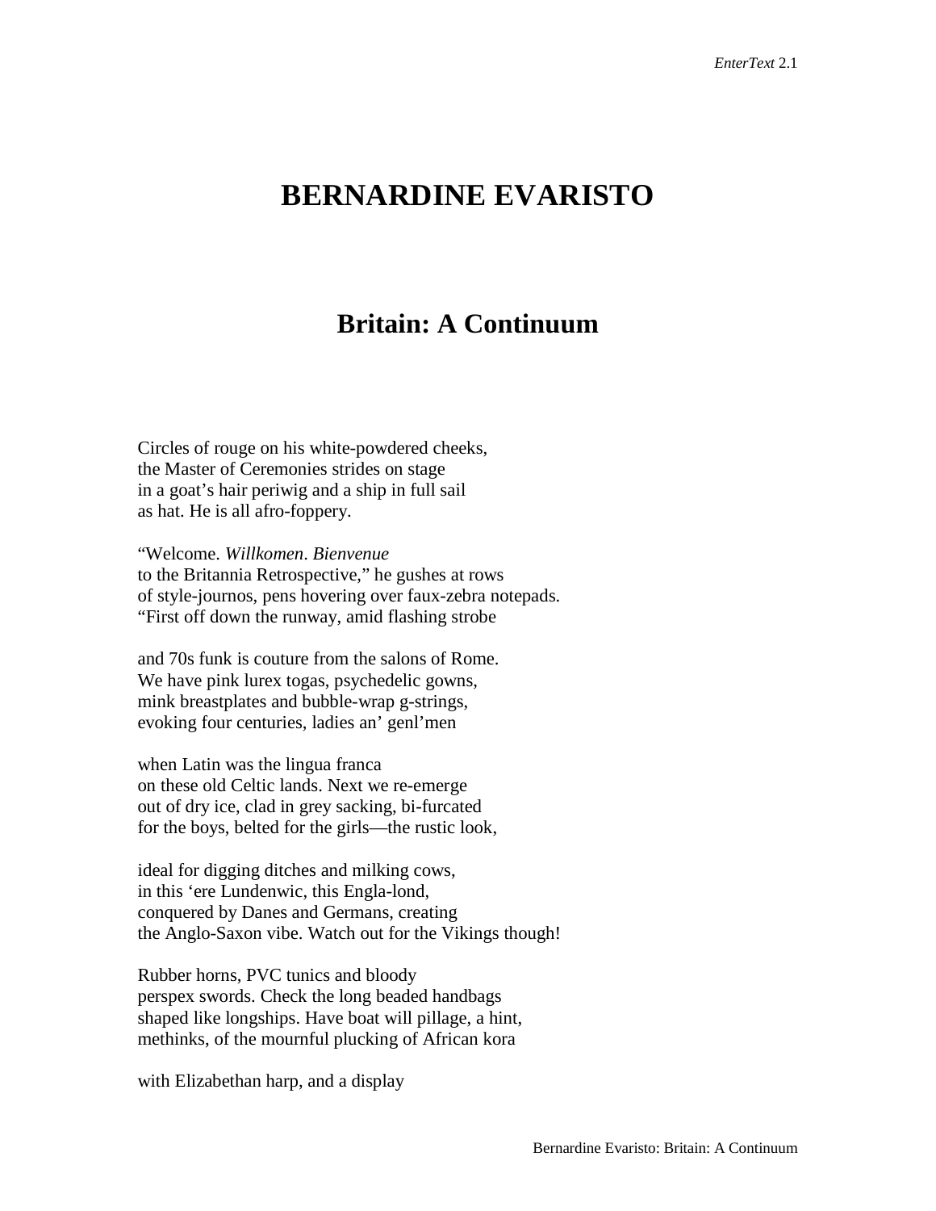# BERNARDINE EVARISTO

## Britain: A Continuum

Circles of rouge on his white-powdered cheeks,
the Master of Ceremonies strides on stage
in a goat's hair periwig and a ship in full sail
as hat. He is all afro-foppery.

"Welcome. *Willkomen*. *Bienvenue*
to the Britannia Retrospective," he gushes at rows
of style-journos, pens hovering over faux-zebra notepads.
"First off down the runway, amid flashing strobe

and 70s funk is couture from the salons of Rome.
We have pink lurex togas, psychedelic gowns,
mink breastplates and bubble-wrap g-strings,
evoking four centuries, ladies an' genl'men

when Latin was the lingua franca
on these old Celtic lands. Next we re-emerge
out of dry ice, clad in grey sacking, bi-furcated
for the boys, belted for the girls—the rustic look,

ideal for digging ditches and milking cows,
in this 'ere Lundenwic, this Engla-lond,
conquered by Danes and Germans, creating
the Anglo-Saxon vibe. Watch out for the Vikings though!

Rubber horns, PVC tunics and bloody
perspex swords. Check the long beaded handbags
shaped like longships. Have boat will pillage, a hint,
methinks, of the mournful plucking of African kora

with Elizabethan harp, and a display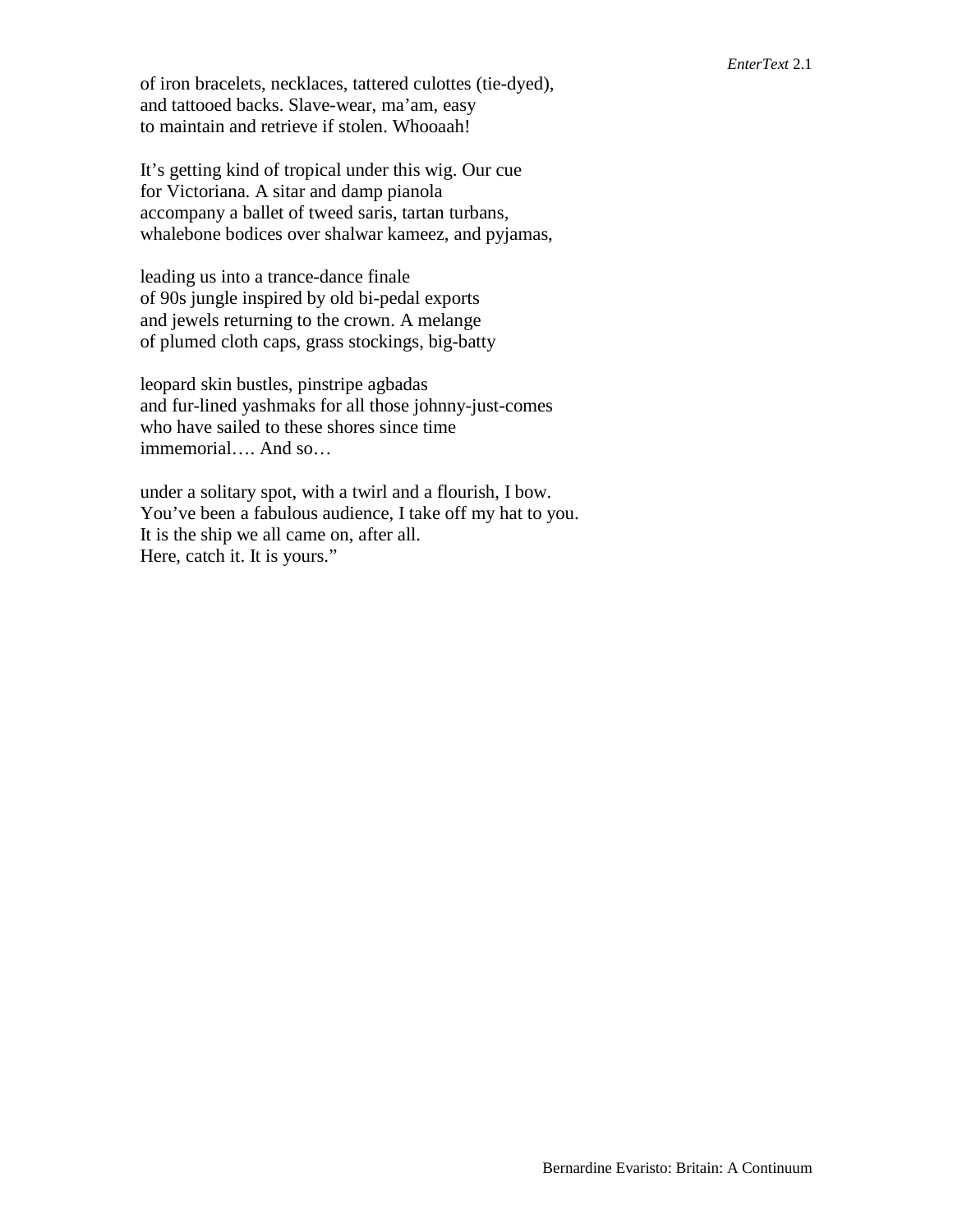of iron bracelets, necklaces, tattered culottes (tie-dyed),  
and tattooed backs. Slave-wear, ma'am, easy  
to maintain and retrieve if stolen. Whooaah!

It's getting kind of tropical under this wig. Our cue  
for Victoriana. A sitar and damp pianola  
accompany a ballet of tweed saris, tartan turbans,  
whalebone bodices over shalwar kameez, and pyjamas,

leading us into a trance-dance finale  
of 90s jungle inspired by old bi-pedal exports  
and jewels returning to the crown. A melange  
of plumed cloth caps, grass stockings, big-batty

leopard skin bustles, pinstripe agbadas  
and fur-lined yashmaks for all those johnny-just-comes  
who have sailed to these shores since time  
immemorial…. And so…

under a solitary spot, with a twirl and a flourish, I bow.  
You've been a fabulous audience, I take off my hat to you.  
It is the ship we all came on, after all.  
Here, catch it. It is yours."